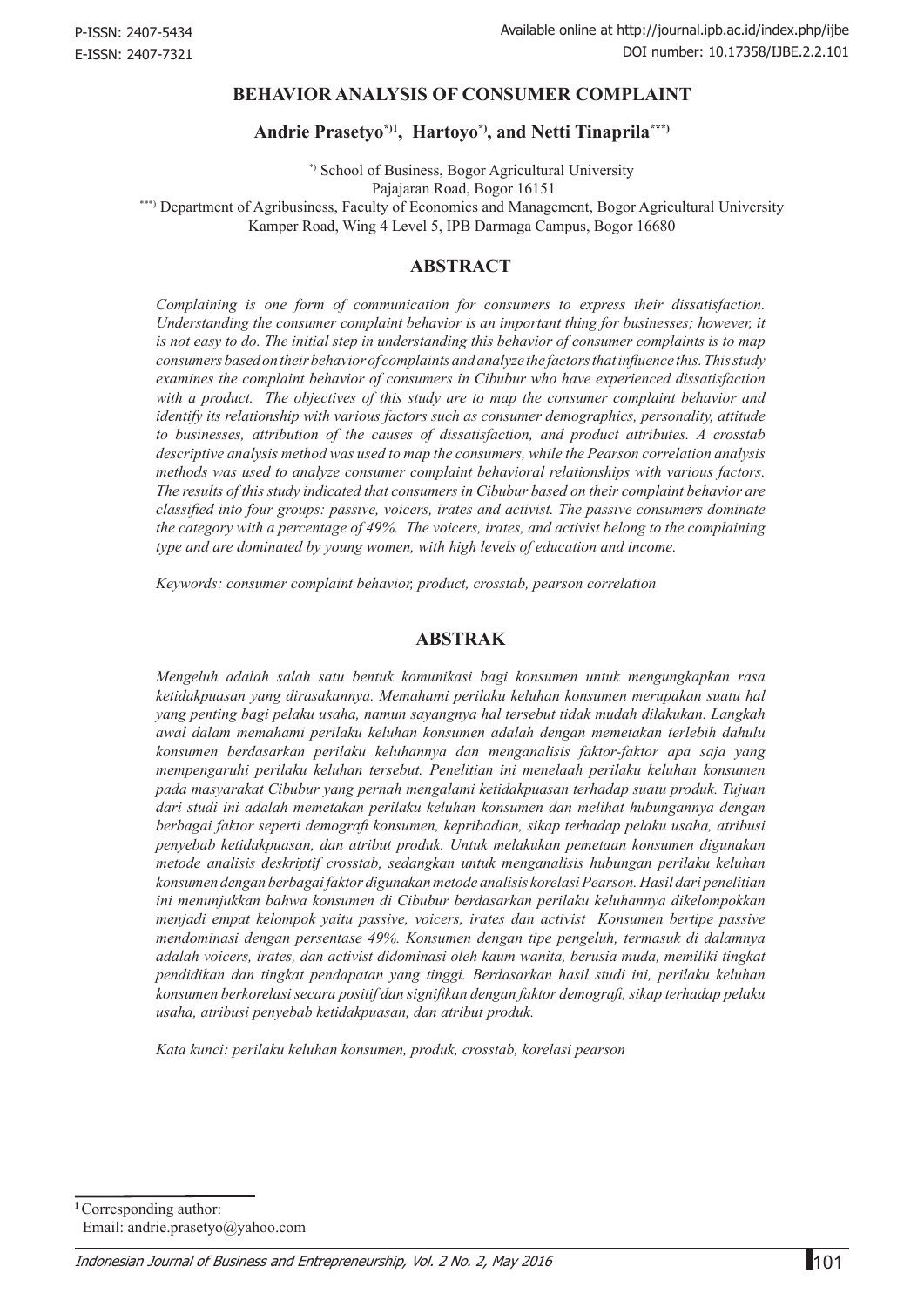# BEHAVIOR ANALYSIS OF CONSUMER COMPLAINT

**Andrie Prasetyo[*)1], Hartoyo[*)], and Netti Tinaprila[***)]**

[*)] School of Business, Bogor Agricultural University
Pajajaran Road, Bogor 16151
[***)] Department of Agribusiness, Faculty of Economics and Management, Bogor Agricultural University
Kamper Road, Wing 4 Level 5, IPB Darmaga Campus, Bogor 16680

## ABSTRACT

*Complaining is one form of communication for consumers to express their dissatisfaction. Understanding the consumer complaint behavior is an important thing for businesses; however, it is not easy to do. The initial step in understanding this behavior of consumer complaints is to map consumers based on their behavior of complaints and analyze the factors that influence this. This study examines the complaint behavior of consumers in Cibubur who have experienced dissatisfaction with a product. The objectives of this study are to map the consumer complaint behavior and identify its relationship with various factors such as consumer demographics, personality, attitude to businesses, attribution of the causes of dissatisfaction, and product attributes. A crosstab descriptive analysis method was used to map the consumers, while the Pearson correlation analysis methods was used to analyze consumer complaint behavioral relationships with various factors. The results of this study indicated that consumers in Cibubur based on their complaint behavior are classified into four groups: passive, voicers, irates and activist. The passive consumers dominate the category with a percentage of 49%. The voicers, irates, and activist belong to the complaining type and are dominated by young women, with high levels of education and income.*

*Keywords: consumer complaint behavior, product, crosstab, pearson correlation*

## ABSTRAK

*Mengeluh adalah salah satu bentuk komunikasi bagi konsumen untuk mengungkapkan rasa ketidakpuasan yang dirasakannya. Memahami perilaku keluhan konsumen merupakan suatu hal yang penting bagi pelaku usaha, namun sayangnya hal tersebut tidak mudah dilakukan. Langkah awal dalam memahami perilaku keluhan konsumen adalah dengan memetakan terlebih dahulu konsumen berdasarkan perilaku keluhannya dan menganalisis faktor-faktor apa saja yang mempengaruhi perilaku keluhan tersebut. Penelitian ini menelaah perilaku keluhan konsumen pada masyarakat Cibubur yang pernah mengalami ketidakpuasan terhadap suatu produk. Tujuan dari studi ini adalah memetakan perilaku keluhan konsumen dan melihat hubungannya dengan berbagai faktor seperti demografi konsumen, kepribadian, sikap terhadap pelaku usaha, atribusi penyebab ketidakpuasan, dan atribut produk. Untuk melakukan pemetaan konsumen digunakan metode analisis deskriptif crosstab, sedangkan untuk menganalisis hubungan perilaku keluhan konsumen dengan berbagai faktor digunakan metode analisis korelasi Pearson. Hasil dari penelitian ini menunjukkan bahwa konsumen di Cibubur berdasarkan perilaku keluhannya dikelompokkan menjadi empat kelompok yaitu passive, voicers, irates dan activist Konsumen bertipe passive mendominasi dengan persentase 49%. Konsumen dengan tipe pengeluh, termasuk di dalamnya adalah voicers, irates, dan activist didominasi oleh kaum wanita, berusia muda, memiliki tingkat pendidikan dan tingkat pendapatan yang tinggi. Berdasarkan hasil studi ini, perilaku keluhan konsumen berkorelasi secara positif dan signifikan dengan faktor demografi, sikap terhadap pelaku usaha, atribusi penyebab ketidakpuasan, dan atribut produk.*

*Kata kunci: perilaku keluhan konsumen, produk, crosstab, korelasi pearson*

[1] Corresponding author:
Email: andrie.prasetyo@yahoo.com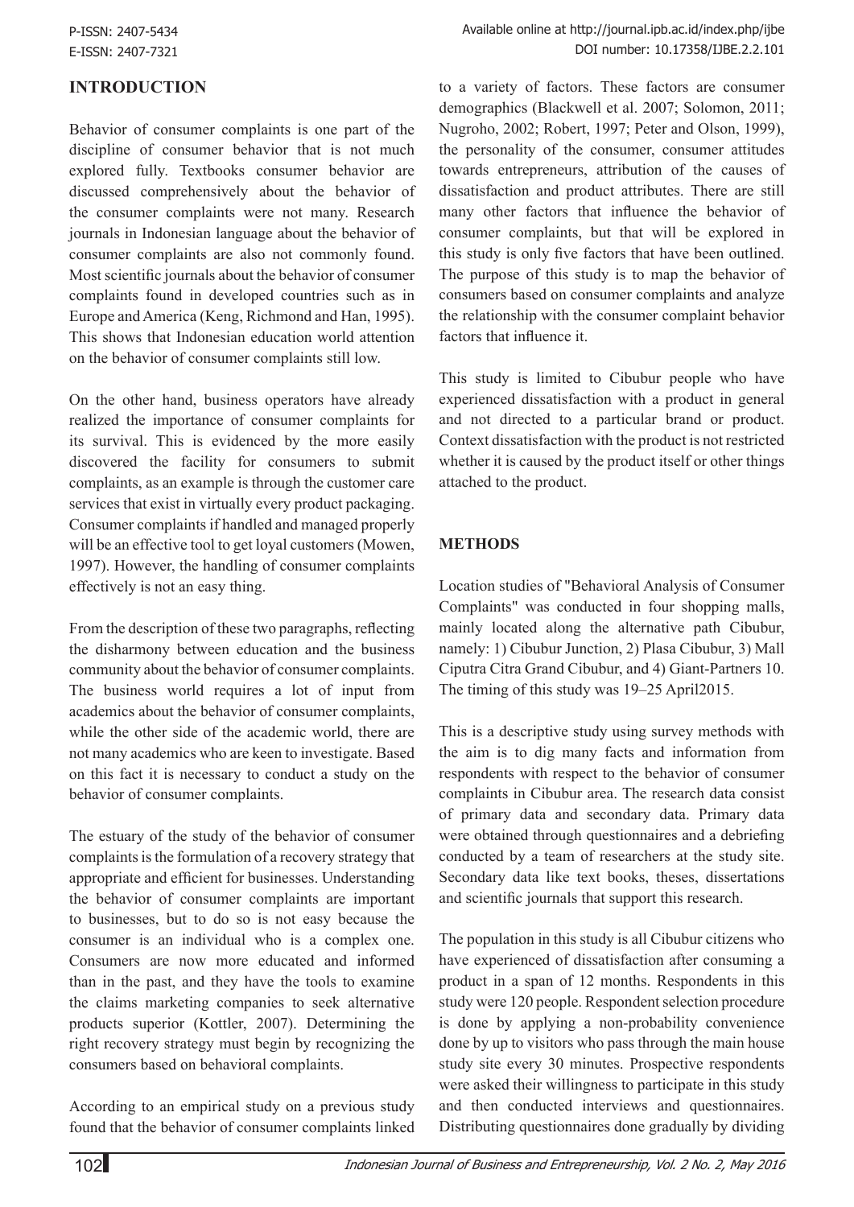## INTRODUCTION

Behavior of consumer complaints is one part of the discipline of consumer behavior that is not much explored fully. Textbooks consumer behavior are discussed comprehensively about the behavior of the consumer complaints were not many. Research journals in Indonesian language about the behavior of consumer complaints are also not commonly found. Most scientific journals about the behavior of consumer complaints found in developed countries such as in Europe and America (Keng, Richmond and Han, 1995). This shows that Indonesian education world attention on the behavior of consumer complaints still low.

On the other hand, business operators have already realized the importance of consumer complaints for its survival. This is evidenced by the more easily discovered the facility for consumers to submit complaints, as an example is through the customer care services that exist in virtually every product packaging. Consumer complaints if handled and managed properly will be an effective tool to get loyal customers (Mowen, 1997). However, the handling of consumer complaints effectively is not an easy thing.

From the description of these two paragraphs, reflecting the disharmony between education and the business community about the behavior of consumer complaints. The business world requires a lot of input from academics about the behavior of consumer complaints, while the other side of the academic world, there are not many academics who are keen to investigate. Based on this fact it is necessary to conduct a study on the behavior of consumer complaints.

The estuary of the study of the behavior of consumer complaints is the formulation of a recovery strategy that appropriate and efficient for businesses. Understanding the behavior of consumer complaints are important to businesses, but to do so is not easy because the consumer is an individual who is a complex one. Consumers are now more educated and informed than in the past, and they have the tools to examine the claims marketing companies to seek alternative products superior (Kottler, 2007). Determining the right recovery strategy must begin by recognizing the consumers based on behavioral complaints.

According to an empirical study on a previous study found that the behavior of consumer complaints linked to a variety of factors. These factors are consumer demographics (Blackwell et al. 2007; Solomon, 2011; Nugroho, 2002; Robert, 1997; Peter and Olson, 1999), the personality of the consumer, consumer attitudes towards entrepreneurs, attribution of the causes of dissatisfaction and product attributes. There are still many other factors that influence the behavior of consumer complaints, but that will be explored in this study is only five factors that have been outlined. The purpose of this study is to map the behavior of consumers based on consumer complaints and analyze the relationship with the consumer complaint behavior factors that influence it.

This study is limited to Cibubur people who have experienced dissatisfaction with a product in general and not directed to a particular brand or product. Context dissatisfaction with the product is not restricted whether it is caused by the product itself or other things attached to the product.

## METHODS

Location studies of "Behavioral Analysis of Consumer Complaints" was conducted in four shopping malls, mainly located along the alternative path Cibubur, namely: 1) Cibubur Junction, 2) Plasa Cibubur, 3) Mall Ciputra Citra Grand Cibubur, and 4) Giant-Partners 10. The timing of this study was 19–25 April2015.

This is a descriptive study using survey methods with the aim is to dig many facts and information from respondents with respect to the behavior of consumer complaints in Cibubur area. The research data consist of primary data and secondary data. Primary data were obtained through questionnaires and a debriefing conducted by a team of researchers at the study site. Secondary data like text books, theses, dissertations and scientific journals that support this research.

The population in this study is all Cibubur citizens who have experienced of dissatisfaction after consuming a product in a span of 12 months. Respondents in this study were 120 people. Respondent selection procedure is done by applying a non-probability convenience done by up to visitors who pass through the main house study site every 30 minutes. Prospective respondents were asked their willingness to participate in this study and then conducted interviews and questionnaires. Distributing questionnaires done gradually by dividing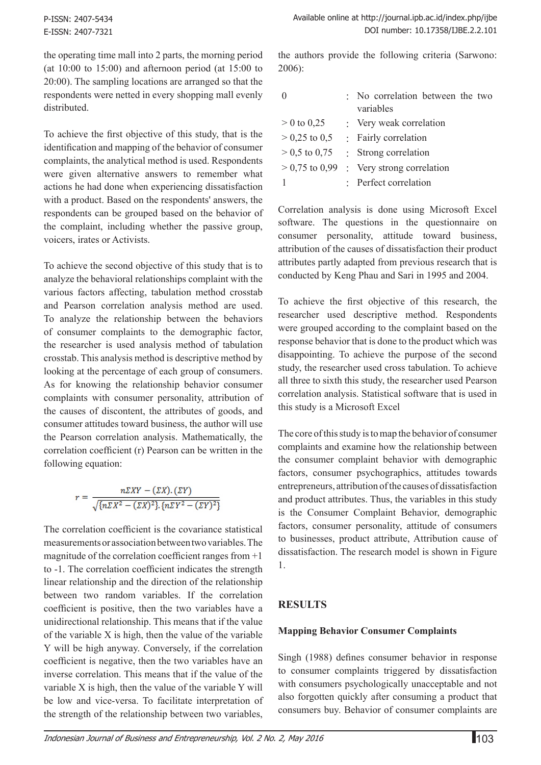the operating time mall into 2 parts, the morning period (at 10:00 to 15:00) and afternoon period (at 15:00 to 20:00). The sampling locations are arranged so that the respondents were netted in every shopping mall evenly distributed.

To achieve the first objective of this study, that is the identification and mapping of the behavior of consumer complaints, the analytical method is used. Respondents were given alternative answers to remember what actions he had done when experiencing dissatisfaction with a product. Based on the respondents' answers, the respondents can be grouped based on the behavior of the complaint, including whether the passive group, voicers, irates or Activists.

To achieve the second objective of this study that is to analyze the behavioral relationships complaint with the various factors affecting, tabulation method crosstab and Pearson correlation analysis method are used. To analyze the relationship between the behaviors of consumer complaints to the demographic factor, the researcher is used analysis method of tabulation crosstab. This analysis method is descriptive method by looking at the percentage of each group of consumers. As for knowing the relationship behavior consumer complaints with consumer personality, attribution of the causes of discontent, the attributes of goods, and consumer attitudes toward business, the author will use the Pearson correlation analysis. Mathematically, the correlation coefficient (r) Pearson can be written in the following equation:

$$r = \frac{n\Sigma XY - (\Sigma X).(\Sigma Y)}{\sqrt{\{n\Sigma X^2 - (\Sigma X)^2\}.\{n\Sigma Y^2 - (\Sigma Y)^2\}}}$$

The correlation coefficient is the covariance statistical measurements or association between two variables. The magnitude of the correlation coefficient ranges from +1 to -1. The correlation coefficient indicates the strength linear relationship and the direction of the relationship between two random variables. If the correlation coefficient is positive, then the two variables have a unidirectional relationship. This means that if the value of the variable X is high, then the value of the variable Y will be high anyway. Conversely, if the correlation coefficient is negative, then the two variables have an inverse correlation. This means that if the value of the variable X is high, then the value of the variable Y will be low and vice-versa. To facilitate interpretation of the strength of the relationship between two variables, the authors provide the following criteria (Sarwono: 2006):

| | | |
|---|---|---|
| 0 | : | No correlation between the two variables |
| > 0 to 0,25 | : | Very weak correlation |
| > 0,25 to 0,5 | : | Fairly correlation |
| > 0,5 to 0,75 | : | Strong correlation |
| > 0,75 to 0,99 | : | Very strong correlation |
| 1 | : | Perfect correlation |

Correlation analysis is done using Microsoft Excel software. The questions in the questionnaire on consumer personality, attitude toward business, attribution of the causes of dissatisfaction their product attributes partly adapted from previous research that is conducted by Keng Phau and Sari in 1995 and 2004.

To achieve the first objective of this research, the researcher used descriptive method. Respondents were grouped according to the complaint based on the response behavior that is done to the product which was disappointing. To achieve the purpose of the second study, the researcher used cross tabulation. To achieve all three to sixth this study, the researcher used Pearson correlation analysis. Statistical software that is used in this study is a Microsoft Excel

The core of this study is to map the behavior of consumer complaints and examine how the relationship between the consumer complaint behavior with demographic factors, consumer psychographics, attitudes towards entrepreneurs, attribution of the causes of dissatisfaction and product attributes. Thus, the variables in this study is the Consumer Complaint Behavior, demographic factors, consumer personality, attitude of consumers to businesses, product attribute, Attribution cause of dissatisfaction. The research model is shown in Figure 1.

## RESULTS

### Mapping Behavior Consumer Complaints

Singh (1988) defines consumer behavior in response to consumer complaints triggered by dissatisfaction with consumers psychologically unacceptable and not also forgotten quickly after consuming a product that consumers buy. Behavior of consumer complaints are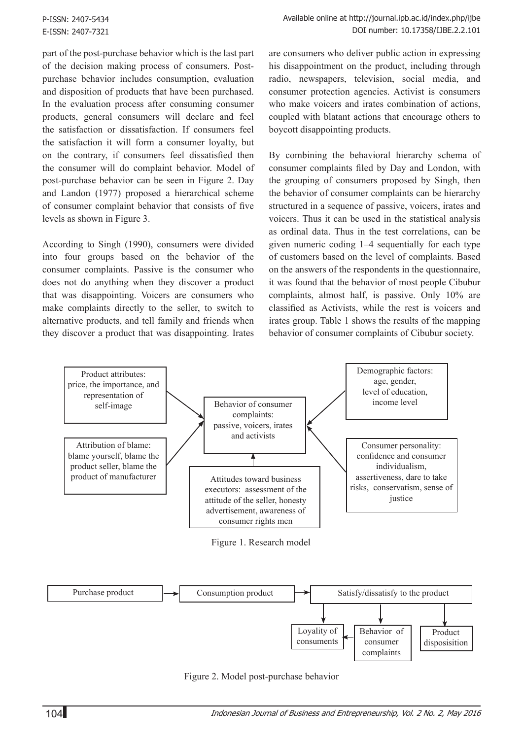part of the post-purchase behavior which is the last part of the decision making process of consumers. Post-purchase behavior includes consumption, evaluation and disposition of products that have been purchased. In the evaluation process after consuming consumer products, general consumers will declare and feel the satisfaction or dissatisfaction. If consumers feel the satisfaction it will form a consumer loyalty, but on the contrary, if consumers feel dissatisfied then the consumer will do complaint behavior. Model of post-purchase behavior can be seen in Figure 2. Day and Landon (1977) proposed a hierarchical scheme of consumer complaint behavior that consists of five levels as shown in Figure 3.

According to Singh (1990), consumers were divided into four groups based on the behavior of the consumer complaints. Passive is the consumer who does not do anything when they discover a product that was disappointing. Voicers are consumers who make complaints directly to the seller, to switch to alternative products, and tell family and friends when they discover a product that was disappointing. Irates are consumers who deliver public action in expressing his disappointment on the product, including through radio, newspapers, television, social media, and consumer protection agencies. Activist is consumers who make voicers and irates combination of actions, coupled with blatant actions that encourage others to boycott disappointing products.

By combining the behavioral hierarchy schema of consumer complaints filed by Day and London, with the grouping of consumers proposed by Singh, then the behavior of consumer complaints can be hierarchy structured in a sequence of passive, voicers, irates and voicers. Thus it can be used in the statistical analysis as ordinal data. Thus in the test correlations, can be given numeric coding 1–4 sequentially for each type of customers based on the level of complaints. Based on the answers of the respondents in the questionnaire, it was found that the behavior of most people Cibubur complaints, almost half, is passive. Only 10% are classified as Activists, while the rest is voicers and irates group. Table 1 shows the results of the mapping behavior of consumer complaints of Cibubur society.

Product attributes: price, the importance, and representation of self-image

Attribution of blame: blame yourself, blame the product seller, blame the product of manufacturer

Behavior of consumer complaints: passive, voicers, irates and activists

Attitudes toward business executors: assessment of the attitude of the seller, honesty advertisement, awareness of consumer rights men

Demographic factors: age, gender, level of education, income level

Consumer personality: confidence and consumer individualism, assertiveness, dare to take risks, conservatism, sense of justice

Figure 1. Research model

Purchase product

Consumption product

Satisfy/dissatisfy to the product

Loyality of consuments

Behavior of consumer complaints

Product disposisition

Figure 2. Model post-purchase behavior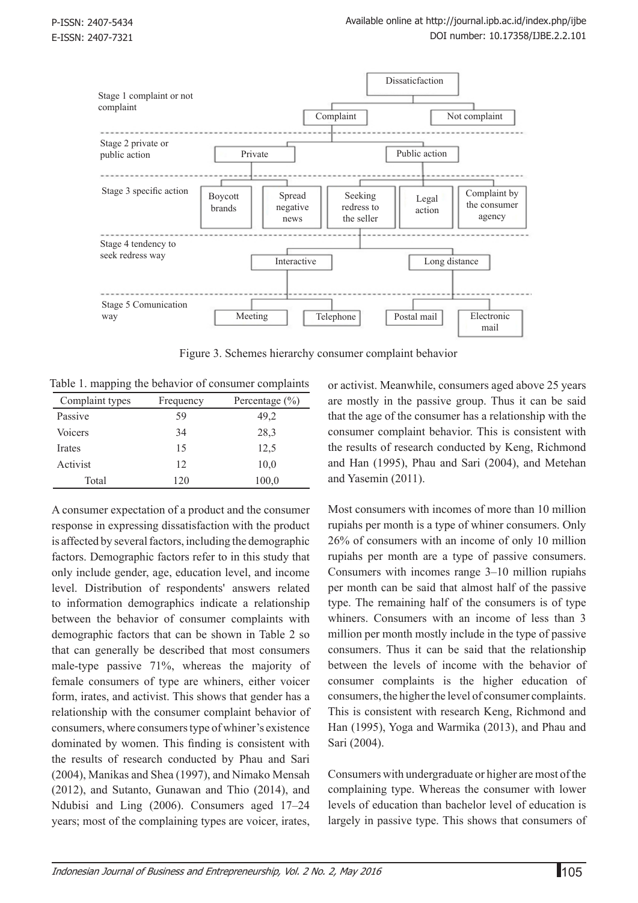Stage 1 complaint or not complaint

Dissaticfaction

Complaint

Not complaint

Stage 2 private or public action

Private

Public action

Stage 3 specific action

Boycott brands

Spread negative news

Seeking redress to the seller

Legal action

Complaint by the consumer agency

Stage 4 tendency to seek redress way

Interactive

Long distance

Stage 5 Comunication way

Meeting

Telephone

Postal mail

Electronic mail

Figure 3. Schemes hierarchy consumer complaint behavior

Table 1. mapping the behavior of consumer complaints

| Complaint types | Frequency | Percentage (%) |
|---|---|---|
| Passive | 59 | 49,2 |
| Voicers | 34 | 28,3 |
| Irates | 15 | 12,5 |
| Activist | 12 | 10,0 |
| Total | 120 | 100,0 |

A consumer expectation of a product and the consumer response in expressing dissatisfaction with the product is affected by several factors, including the demographic factors. Demographic factors refer to in this study that only include gender, age, education level, and income level. Distribution of respondents' answers related to information demographics indicate a relationship between the behavior of consumer complaints with demographic factors that can be shown in Table 2 so that can generally be described that most consumers male-type passive 71%, whereas the majority of female consumers of type are whiners, either voicer form, irates, and activist. This shows that gender has a relationship with the consumer complaint behavior of consumers, where consumers type of whiner's existence dominated by women. This finding is consistent with the results of research conducted by Phau and Sari (2004), Manikas and Shea (1997), and Nimako Mensah (2012), and Sutanto, Gunawan and Thio (2014), and Ndubisi and Ling (2006). Consumers aged 17–24 years; most of the complaining types are voicer, irates, or activist. Meanwhile, consumers aged above 25 years are mostly in the passive group. Thus it can be said that the age of the consumer has a relationship with the consumer complaint behavior. This is consistent with the results of research conducted by Keng, Richmond and Han (1995), Phau and Sari (2004), and Metehan and Yasemin (2011).

Most consumers with incomes of more than 10 million rupiahs per month is a type of whiner consumers. Only 26% of consumers with an income of only 10 million rupiahs per month are a type of passive consumers. Consumers with incomes range 3–10 million rupiahs per month can be said that almost half of the passive type. The remaining half of the consumers is of type whiners. Consumers with an income of less than 3 million per month mostly include in the type of passive consumers. Thus it can be said that the relationship between the levels of income with the behavior of consumer complaints is the higher education of consumers, the higher the level of consumer complaints. This is consistent with research Keng, Richmond and Han (1995), Yoga and Warmika (2013), and Phau and Sari (2004).

Consumers with undergraduate or higher are most of the complaining type. Whereas the consumer with lower levels of education than bachelor level of education is largely in passive type. This shows that consumers of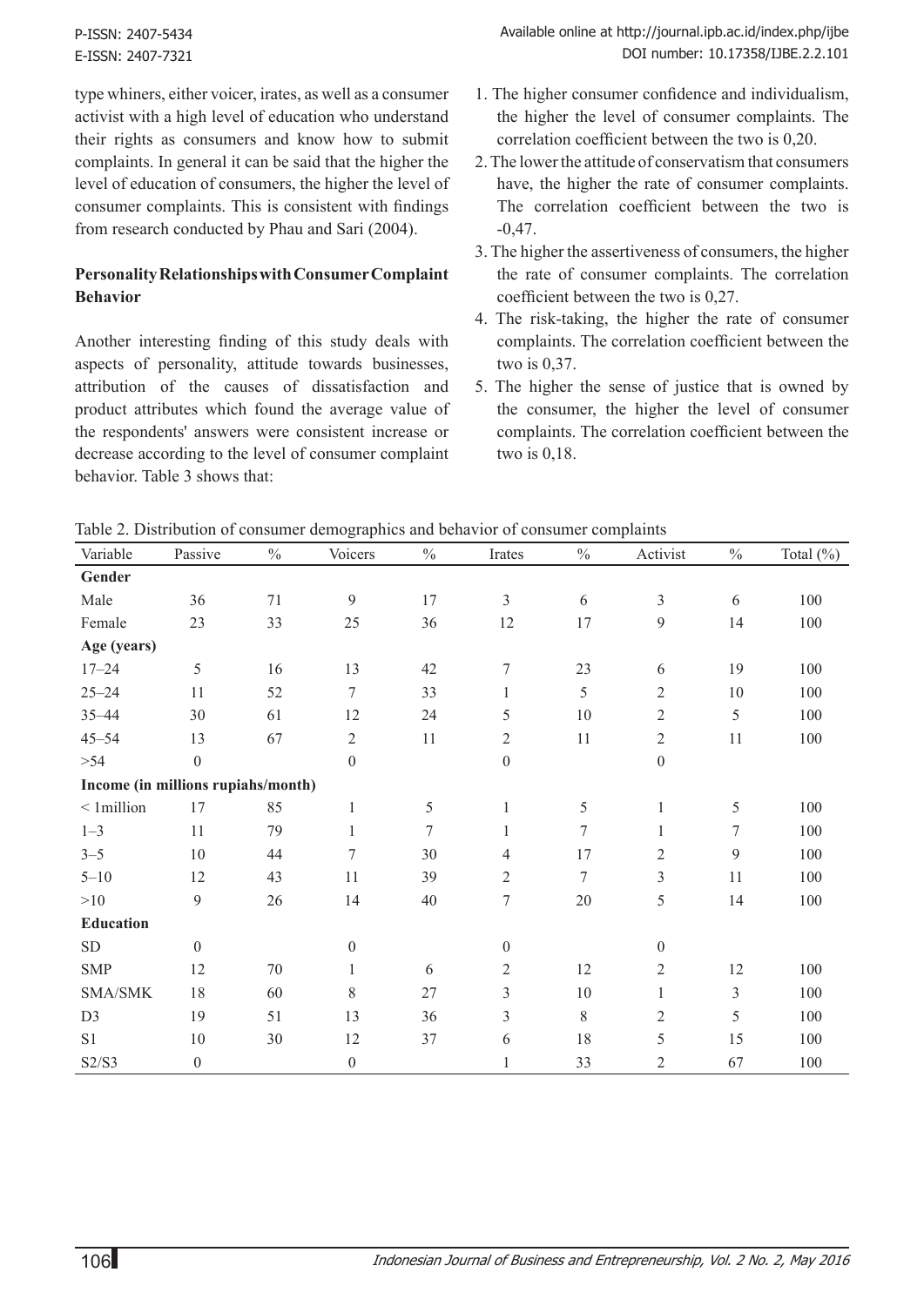type whiners, either voicer, irates, as well as a consumer activist with a high level of education who understand their rights as consumers and know how to submit complaints. In general it can be said that the higher the level of education of consumers, the higher the level of consumer complaints. This is consistent with findings from research conducted by Phau and Sari (2004).

**Personality Relationships with Consumer Complaint Behavior**

Another interesting finding of this study deals with aspects of personality, attitude towards businesses, attribution of the causes of dissatisfaction and product attributes which found the average value of the respondents' answers were consistent increase or decrease according to the level of consumer complaint behavior. Table 3 shows that:

1. The higher consumer confidence and individualism, the higher the level of consumer complaints. The correlation coefficient between the two is 0,20.
2. The lower the attitude of conservatism that consumers have, the higher the rate of consumer complaints. The correlation coefficient between the two is -0,47.
3. The higher the assertiveness of consumers, the higher the rate of consumer complaints. The correlation coefficient between the two is 0,27.
4. The risk-taking, the higher the rate of consumer complaints. The correlation coefficient between the two is 0,37.
5. The higher the sense of justice that is owned by the consumer, the higher the level of consumer complaints. The correlation coefficient between the two is 0,18.

Table 2. Distribution of consumer demographics and behavior of consumer complaints

| Variable | Passive | % | Voicers | % | Irates | % | Activist | % | Total (%) |
|---|---|---|---|---|---|---|---|---|---|
| **Gender** | | | | | | | | | |
| Male | 36 | 71 | 9 | 17 | 3 | 6 | 3 | 6 | 100 |
| Female | 23 | 33 | 25 | 36 | 12 | 17 | 9 | 14 | 100 |
| **Age (years)** | | | | | | | | | |
| 17–24 | 5 | 16 | 13 | 42 | 7 | 23 | 6 | 19 | 100 |
| 25–24 | 11 | 52 | 7 | 33 | 1 | 5 | 2 | 10 | 100 |
| 35–44 | 30 | 61 | 12 | 24 | 5 | 10 | 2 | 5 | 100 |
| 45–54 | 13 | 67 | 2 | 11 | 2 | 11 | 2 | 11 | 100 |
| >54 | 0 | | 0 | | 0 | | 0 | | |
| **Income (in millions rupiahs/month)** | | | | | | | | | |
| < 1million | 17 | 85 | 1 | 5 | 1 | 5 | 1 | 5 | 100 |
| 1–3 | 11 | 79 | 1 | 7 | 1 | 7 | 1 | 7 | 100 |
| 3–5 | 10 | 44 | 7 | 30 | 4 | 17 | 2 | 9 | 100 |
| 5–10 | 12 | 43 | 11 | 39 | 2 | 7 | 3 | 11 | 100 |
| >10 | 9 | 26 | 14 | 40 | 7 | 20 | 5 | 14 | 100 |
| **Education** | | | | | | | | | |
| SD | 0 | | 0 | | 0 | | 0 | | |
| SMP | 12 | 70 | 1 | 6 | 2 | 12 | 2 | 12 | 100 |
| SMA/SMK | 18 | 60 | 8 | 27 | 3 | 10 | 1 | 3 | 100 |
| D3 | 19 | 51 | 13 | 36 | 3 | 8 | 2 | 5 | 100 |
| S1 | 10 | 30 | 12 | 37 | 6 | 18 | 5 | 15 | 100 |
| S2/S3 | 0 | | 0 | | 1 | 33 | 2 | 67 | 100 |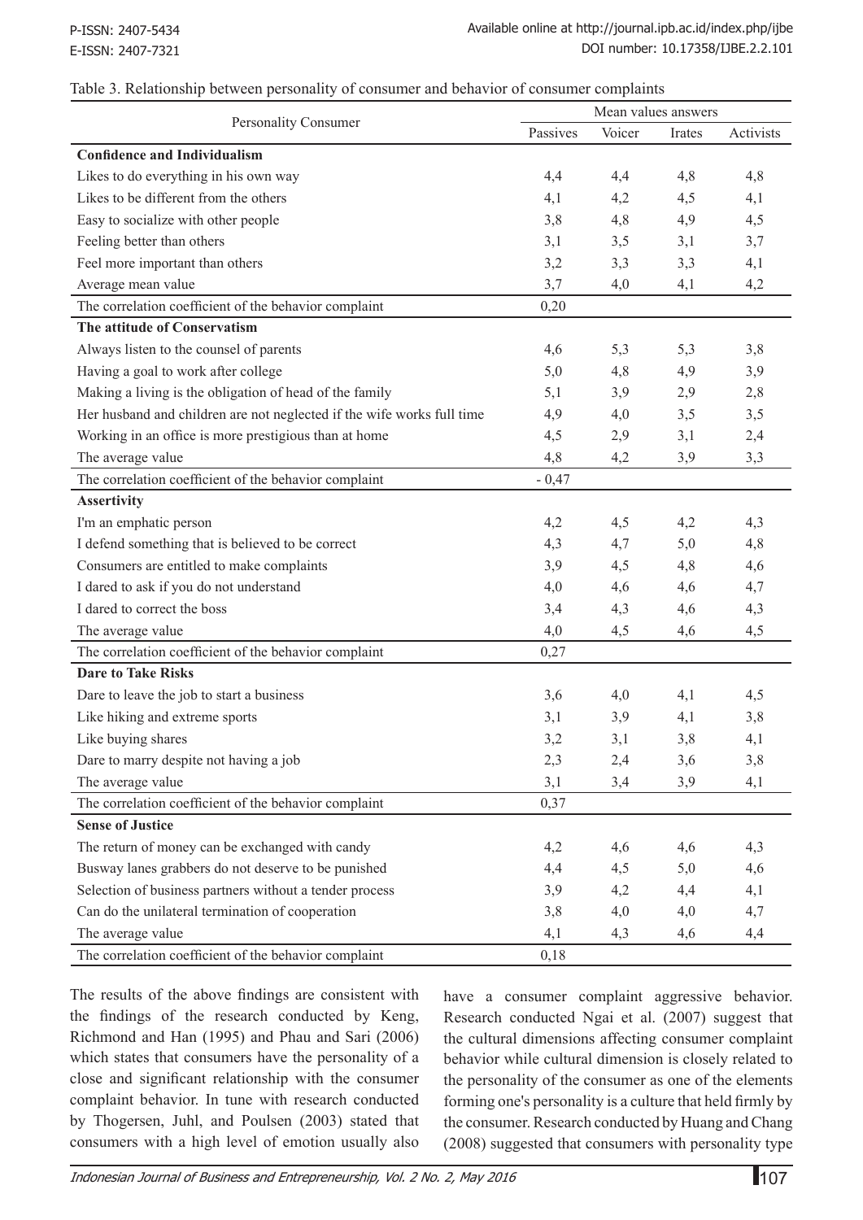Table 3. Relationship between personality of consumer and behavior of consumer complaints

| Personality Consumer | Mean values answers | | | |
|---|---|---|---|---|
| | Passives | Voicer | Irates | Activists |
| **Confidence and Individualism** | | | | |
| Likes to do everything in his own way | 4,4 | 4,4 | 4,8 | 4,8 |
| Likes to be different from the others | 4,1 | 4,2 | 4,5 | 4,1 |
| Easy to socialize with other people | 3,8 | 4,8 | 4,9 | 4,5 |
| Feeling better than others | 3,1 | 3,5 | 3,1 | 3,7 |
| Feel more important than others | 3,2 | 3,3 | 3,3 | 4,1 |
| Average mean value | 3,7 | 4,0 | 4,1 | 4,2 |
| The correlation coefficient of the behavior complaint | 0,20 | | | |
| **The attitude of Conservatism** | | | | |
| Always listen to the counsel of parents | 4,6 | 5,3 | 5,3 | 3,8 |
| Having a goal to work after college | 5,0 | 4,8 | 4,9 | 3,9 |
| Making a living is the obligation of head of the family | 5,1 | 3,9 | 2,9 | 2,8 |
| Her husband and children are not neglected if the wife works full time | 4,9 | 4,0 | 3,5 | 3,5 |
| Working in an office is more prestigious than at home | 4,5 | 2,9 | 3,1 | 2,4 |
| The average value | 4,8 | 4,2 | 3,9 | 3,3 |
| The correlation coefficient of the behavior complaint | - 0,47 | | | |
| **Assertivity** | | | | |
| I'm an emphatic person | 4,2 | 4,5 | 4,2 | 4,3 |
| I defend something that is believed to be correct | 4,3 | 4,7 | 5,0 | 4,8 |
| Consumers are entitled to make complaints | 3,9 | 4,5 | 4,8 | 4,6 |
| I dared to ask if you do not understand | 4,0 | 4,6 | 4,6 | 4,7 |
| I dared to correct the boss | 3,4 | 4,3 | 4,6 | 4,3 |
| The average value | 4,0 | 4,5 | 4,6 | 4,5 |
| The correlation coefficient of the behavior complaint | 0,27 | | | |
| **Dare to Take Risks** | | | | |
| Dare to leave the job to start a business | 3,6 | 4,0 | 4,1 | 4,5 |
| Like hiking and extreme sports | 3,1 | 3,9 | 4,1 | 3,8 |
| Like buying shares | 3,2 | 3,1 | 3,8 | 4,1 |
| Dare to marry despite not having a job | 2,3 | 2,4 | 3,6 | 3,8 |
| The average value | 3,1 | 3,4 | 3,9 | 4,1 |
| The correlation coefficient of the behavior complaint | 0,37 | | | |
| **Sense of Justice** | | | | |
| The return of money can be exchanged with candy | 4,2 | 4,6 | 4,6 | 4,3 |
| Busway lanes grabbers do not deserve to be punished | 4,4 | 4,5 | 5,0 | 4,6 |
| Selection of business partners without a tender process | 3,9 | 4,2 | 4,4 | 4,1 |
| Can do the unilateral termination of cooperation | 3,8 | 4,0 | 4,0 | 4,7 |
| The average value | 4,1 | 4,3 | 4,6 | 4,4 |
| The correlation coefficient of the behavior complaint | 0,18 | | | |

The results of the above findings are consistent with the findings of the research conducted by Keng, Richmond and Han (1995) and Phau and Sari (2006) which states that consumers have the personality of a close and significant relationship with the consumer complaint behavior. In tune with research conducted by Thogersen, Juhl, and Poulsen (2003) stated that consumers with a high level of emotion usually also have a consumer complaint aggressive behavior. Research conducted Ngai et al. (2007) suggest that the cultural dimensions affecting consumer complaint behavior while cultural dimension is closely related to the personality of the consumer as one of the elements forming one's personality is a culture that held firmly by the consumer. Research conducted by Huang and Chang (2008) suggested that consumers with personality type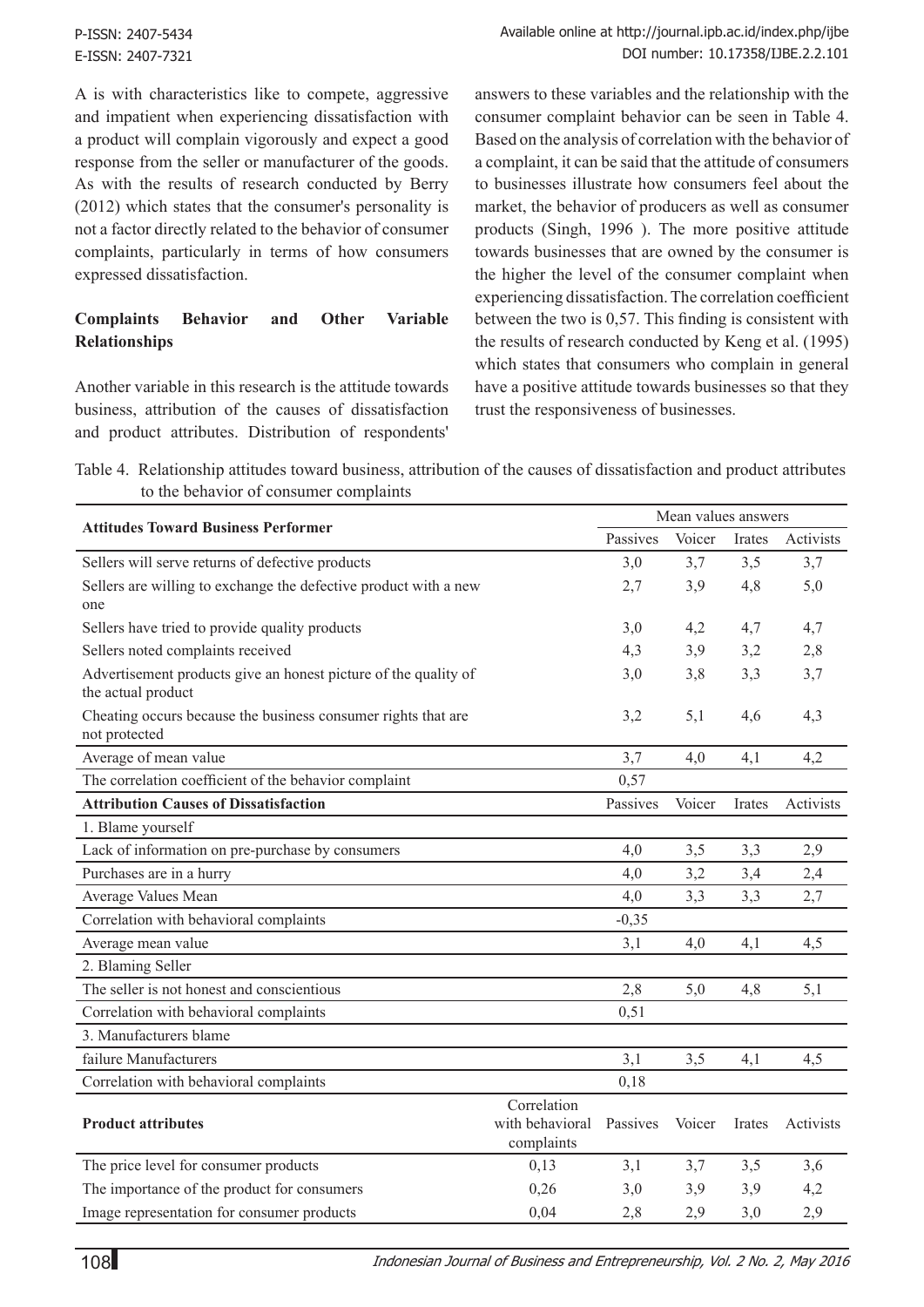A is with characteristics like to compete, aggressive and impatient when experiencing dissatisfaction with a product will complain vigorously and expect a good response from the seller or manufacturer of the goods. As with the results of research conducted by Berry (2012) which states that the consumer's personality is not a factor directly related to the behavior of consumer complaints, particularly in terms of how consumers expressed dissatisfaction.

## Complaints Behavior and Other Variable Relationships

Another variable in this research is the attitude towards business, attribution of the causes of dissatisfaction and product attributes. Distribution of respondents' answers to these variables and the relationship with the consumer complaint behavior can be seen in Table 4. Based on the analysis of correlation with the behavior of a complaint, it can be said that the attitude of consumers to businesses illustrate how consumers feel about the market, the behavior of producers as well as consumer products (Singh, 1996 ). The more positive attitude towards businesses that are owned by the consumer is the higher the level of the consumer complaint when experiencing dissatisfaction. The correlation coefficient between the two is 0,57. This finding is consistent with the results of research conducted by Keng et al. (1995) which states that consumers who complain in general have a positive attitude towards businesses so that they trust the responsiveness of businesses.

Table 4. Relationship attitudes toward business, attribution of the causes of dissatisfaction and product attributes to the behavior of consumer complaints

| **Attitudes Toward Business Performer** | | Mean values answers | | | |
|---|---|---|---|---|---|
| | | Passives | Voicer | Irates | Activists |
| Sellers will serve returns of defective products | | 3,0 | 3,7 | 3,5 | 3,7 |
| Sellers are willing to exchange the defective product with a new one | | 2,7 | 3,9 | 4,8 | 5,0 |
| Sellers have tried to provide quality products | | 3,0 | 4,2 | 4,7 | 4,7 |
| Sellers noted complaints received | | 4,3 | 3,9 | 3,2 | 2,8 |
| Advertisement products give an honest picture of the quality of the actual product | | 3,0 | 3,8 | 3,3 | 3,7 |
| Cheating occurs because the business consumer rights that are not protected | | 3,2 | 5,1 | 4,6 | 4,3 |
| Average of mean value | | 3,7 | 4,0 | 4,1 | 4,2 |
| The correlation coefficient of the behavior complaint | | 0,57 | | | |
| **Attribution Causes of Dissatisfaction** | | Passives | Voicer | Irates | Activists |
| 1. Blame yourself | | | | | |
| Lack of information on pre-purchase by consumers | | 4,0 | 3,5 | 3,3 | 2,9 |
| Purchases are in a hurry | | 4,0 | 3,2 | 3,4 | 2,4 |
| Average Values Mean | | 4,0 | 3,3 | 3,3 | 2,7 |
| Correlation with behavioral complaints | | -0,35 | | | |
| Average mean value | | 3,1 | 4,0 | 4,1 | 4,5 |
| 2. Blaming Seller | | | | | |
| The seller is not honest and conscientious | | 2,8 | 5,0 | 4,8 | 5,1 |
| Correlation with behavioral complaints | | 0,51 | | | |
| 3. Manufacturers blame | | | | | |
| failure Manufacturers | | 3,1 | 3,5 | 4,1 | 4,5 |
| Correlation with behavioral complaints | | 0,18 | | | |
| **Product attributes** | Correlation with behavioral complaints | Passives | Voicer | Irates | Activists |
| The price level for consumer products | 0,13 | 3,1 | 3,7 | 3,5 | 3,6 |
| The importance of the product for consumers | 0,26 | 3,0 | 3,9 | 3,9 | 4,2 |
| Image representation for consumer products | 0,04 | 2,8 | 2,9 | 3,0 | 2,9 |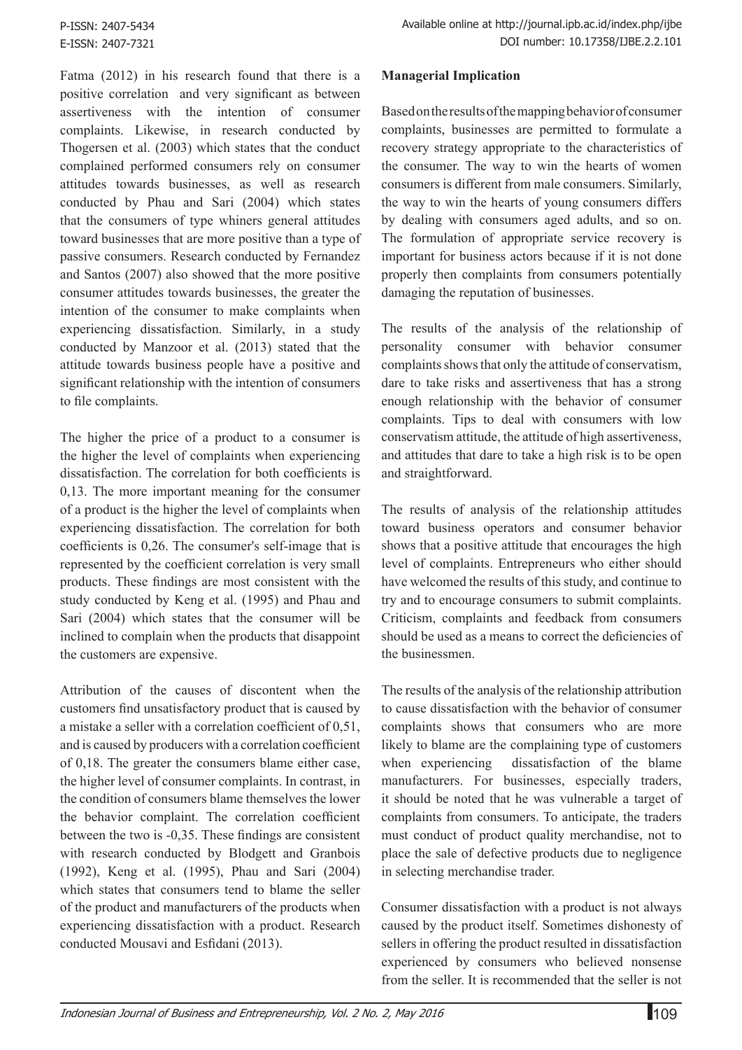Fatma (2012) in his research found that there is a positive correlation and very significant as between assertiveness with the intention of consumer complaints. Likewise, in research conducted by Thogersen et al. (2003) which states that the conduct complained performed consumers rely on consumer attitudes towards businesses, as well as research conducted by Phau and Sari (2004) which states that the consumers of type whiners general attitudes toward businesses that are more positive than a type of passive consumers. Research conducted by Fernandez and Santos (2007) also showed that the more positive consumer attitudes towards businesses, the greater the intention of the consumer to make complaints when experiencing dissatisfaction. Similarly, in a study conducted by Manzoor et al. (2013) stated that the attitude towards business people have a positive and significant relationship with the intention of consumers to file complaints.

The higher the price of a product to a consumer is the higher the level of complaints when experiencing dissatisfaction. The correlation for both coefficients is 0,13. The more important meaning for the consumer of a product is the higher the level of complaints when experiencing dissatisfaction. The correlation for both coefficients is 0,26. The consumer's self-image that is represented by the coefficient correlation is very small products. These findings are most consistent with the study conducted by Keng et al. (1995) and Phau and Sari (2004) which states that the consumer will be inclined to complain when the products that disappoint the customers are expensive.

Attribution of the causes of discontent when the customers find unsatisfactory product that is caused by a mistake a seller with a correlation coefficient of 0,51, and is caused by producers with a correlation coefficient of 0,18. The greater the consumers blame either case, the higher level of consumer complaints. In contrast, in the condition of consumers blame themselves the lower the behavior complaint. The correlation coefficient between the two is -0,35. These findings are consistent with research conducted by Blodgett and Granbois (1992), Keng et al. (1995), Phau and Sari (2004) which states that consumers tend to blame the seller of the product and manufacturers of the products when experiencing dissatisfaction with a product. Research conducted Mousavi and Esfidani (2013).

**Managerial Implication**

Based on the results of the mapping behavior of consumer complaints, businesses are permitted to formulate a recovery strategy appropriate to the characteristics of the consumer. The way to win the hearts of women consumers is different from male consumers. Similarly, the way to win the hearts of young consumers differs by dealing with consumers aged adults, and so on. The formulation of appropriate service recovery is important for business actors because if it is not done properly then complaints from consumers potentially damaging the reputation of businesses.

The results of the analysis of the relationship of personality consumer with behavior consumer complaints shows that only the attitude of conservatism, dare to take risks and assertiveness that has a strong enough relationship with the behavior of consumer complaints. Tips to deal with consumers with low conservatism attitude, the attitude of high assertiveness, and attitudes that dare to take a high risk is to be open and straightforward.

The results of analysis of the relationship attitudes toward business operators and consumer behavior shows that a positive attitude that encourages the high level of complaints. Entrepreneurs who either should have welcomed the results of this study, and continue to try and to encourage consumers to submit complaints. Criticism, complaints and feedback from consumers should be used as a means to correct the deficiencies of the businessmen.

The results of the analysis of the relationship attribution to cause dissatisfaction with the behavior of consumer complaints shows that consumers who are more likely to blame are the complaining type of customers when experiencing dissatisfaction of the blame manufacturers. For businesses, especially traders, it should be noted that he was vulnerable a target of complaints from consumers. To anticipate, the traders must conduct of product quality merchandise, not to place the sale of defective products due to negligence in selecting merchandise trader.

Consumer dissatisfaction with a product is not always caused by the product itself. Sometimes dishonesty of sellers in offering the product resulted in dissatisfaction experienced by consumers who believed nonsense from the seller. It is recommended that the seller is not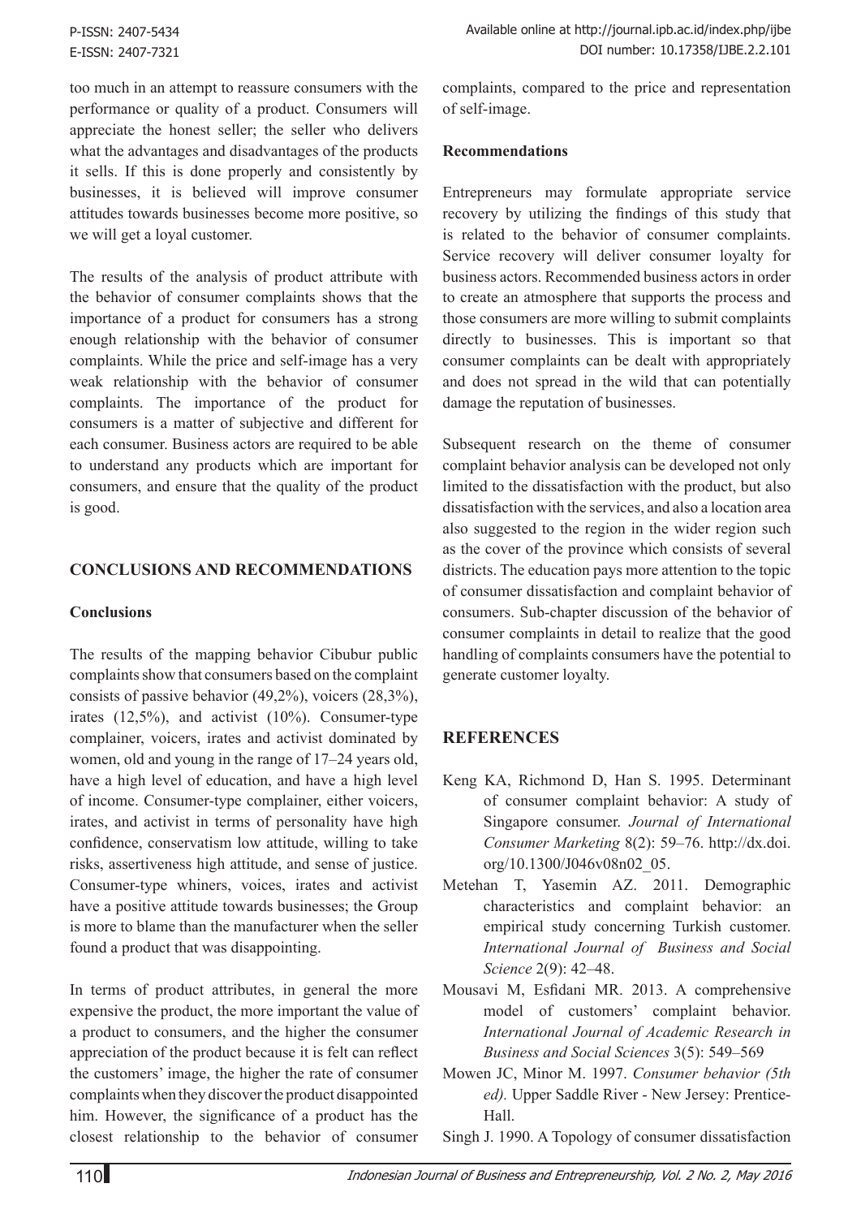too much in an attempt to reassure consumers with the performance or quality of a product. Consumers will appreciate the honest seller; the seller who delivers what the advantages and disadvantages of the products it sells. If this is done properly and consistently by businesses, it is believed will improve consumer attitudes towards businesses become more positive, so we will get a loyal customer.

The results of the analysis of product attribute with the behavior of consumer complaints shows that the importance of a product for consumers has a strong enough relationship with the behavior of consumer complaints. While the price and self-image has a very weak relationship with the behavior of consumer complaints. The importance of the product for consumers is a matter of subjective and different for each consumer. Business actors are required to be able to understand any products which are important for consumers, and ensure that the quality of the product is good.

## CONCLUSIONS AND RECOMMENDATIONS

### Conclusions

The results of the mapping behavior Cibubur public complaints show that consumers based on the complaint consists of passive behavior (49,2%), voicers (28,3%), irates (12,5%), and activist (10%). Consumer-type complainer, voicers, irates and activist dominated by women, old and young in the range of 17–24 years old, have a high level of education, and have a high level of income. Consumer-type complainer, either voicers, irates, and activist in terms of personality have high confidence, conservatism low attitude, willing to take risks, assertiveness high attitude, and sense of justice. Consumer-type whiners, voices, irates and activist have a positive attitude towards businesses; the Group is more to blame than the manufacturer when the seller found a product that was disappointing.

In terms of product attributes, in general the more expensive the product, the more important the value of a product to consumers, and the higher the consumer appreciation of the product because it is felt can reflect the customers' image, the higher the rate of consumer complaints when they discover the product disappointed him. However, the significance of a product has the closest relationship to the behavior of consumer complaints, compared to the price and representation of self-image.

### Recommendations

Entrepreneurs may formulate appropriate service recovery by utilizing the findings of this study that is related to the behavior of consumer complaints. Service recovery will deliver consumer loyalty for business actors. Recommended business actors in order to create an atmosphere that supports the process and those consumers are more willing to submit complaints directly to businesses. This is important so that consumer complaints can be dealt with appropriately and does not spread in the wild that can potentially damage the reputation of businesses.

Subsequent research on the theme of consumer complaint behavior analysis can be developed not only limited to the dissatisfaction with the product, but also dissatisfaction with the services, and also a location area also suggested to the region in the wider region such as the cover of the province which consists of several districts. The education pays more attention to the topic of consumer dissatisfaction and complaint behavior of consumers. Sub-chapter discussion of the behavior of consumer complaints in detail to realize that the good handling of complaints consumers have the potential to generate customer loyalty.

## REFERENCES

Keng KA, Richmond D, Han S. 1995. Determinant of consumer complaint behavior: A study of Singapore consumer. *Journal of International Consumer Marketing* 8(2): 59–76. http://dx.doi.org/10.1300/J046v08n02_05.

Metehan T, Yasemin AZ. 2011. Demographic characteristics and complaint behavior: an empirical study concerning Turkish customer. *International Journal of Business and Social Science* 2(9): 42–48.

Mousavi M, Esfidani MR. 2013. A comprehensive model of customers' complaint behavior. *International Journal of Academic Research in Business and Social Sciences* 3(5): 549–569

Mowen JC, Minor M. 1997. *Consumer behavior (5th ed).* Upper Saddle River - New Jersey: Prentice-Hall.

Singh J. 1990. A Topology of consumer dissatisfaction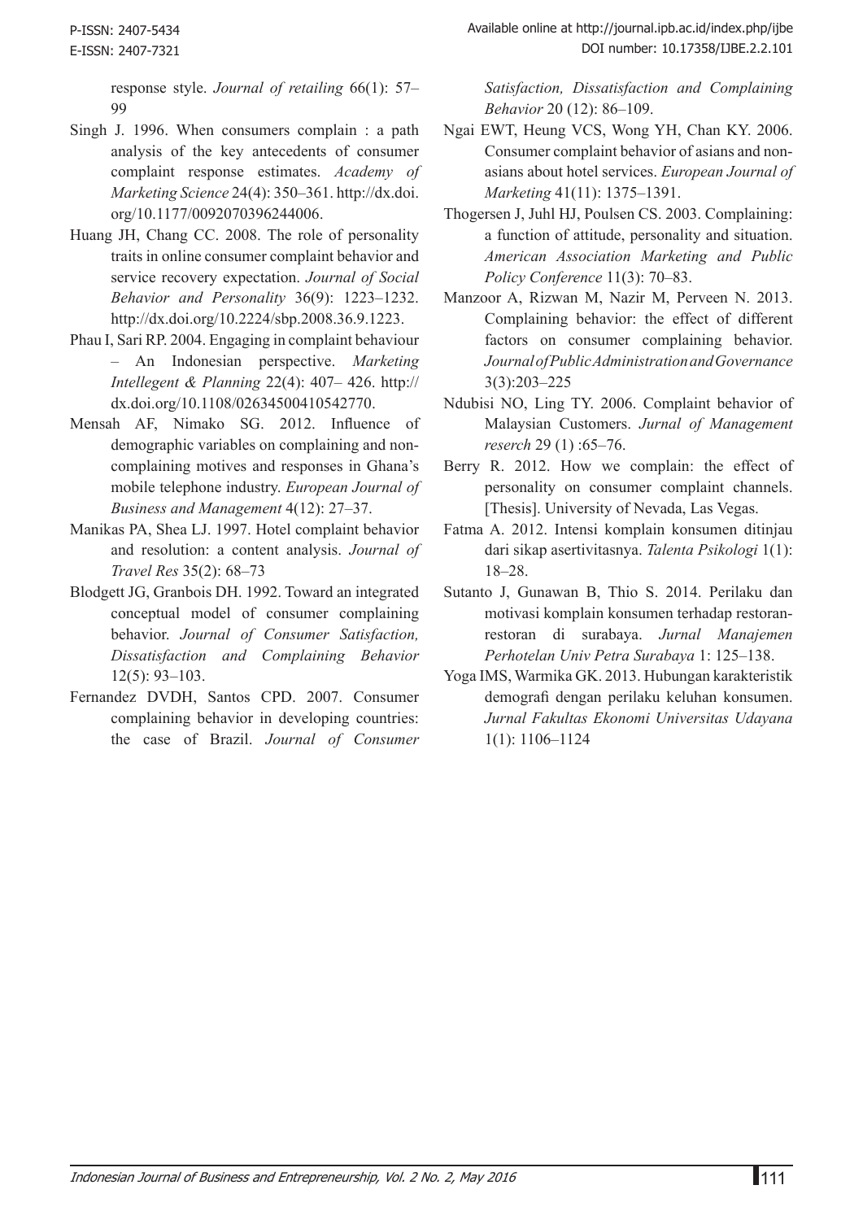response style. *Journal of retailing* 66(1): 57–99

Singh J. 1996. When consumers complain : a path analysis of the key antecedents of consumer complaint response estimates. *Academy of Marketing Science* 24(4): 350–361. http://dx.doi.org/10.1177/0092070396244006.

Huang JH, Chang CC. 2008. The role of personality traits in online consumer complaint behavior and service recovery expectation. *Journal of Social Behavior and Personality* 36(9): 1223–1232. http://dx.doi.org/10.2224/sbp.2008.36.9.1223.

Phau I, Sari RP. 2004. Engaging in complaint behaviour – An Indonesian perspective. *Marketing Intellegent & Planning* 22(4): 407– 426. http://dx.doi.org/10.1108/02634500410542770.

Mensah AF, Nimako SG. 2012. Influence of demographic variables on complaining and non-complaining motives and responses in Ghana's mobile telephone industry. *European Journal of Business and Management* 4(12): 27–37.

Manikas PA, Shea LJ. 1997. Hotel complaint behavior and resolution: a content analysis. *Journal of Travel Res* 35(2): 68–73

Blodgett JG, Granbois DH. 1992. Toward an integrated conceptual model of consumer complaining behavior. *Journal of Consumer Satisfaction, Dissatisfaction and Complaining Behavior* 12(5): 93–103.

Fernandez DVDH, Santos CPD. 2007. Consumer complaining behavior in developing countries: the case of Brazil. *Journal of Consumer Satisfaction, Dissatisfaction and Complaining Behavior* 20 (12): 86–109.

Ngai EWT, Heung VCS, Wong YH, Chan KY. 2006. Consumer complaint behavior of asians and non-asians about hotel services. *European Journal of Marketing* 41(11): 1375–1391.

Thogersen J, Juhl HJ, Poulsen CS. 2003. Complaining: a function of attitude, personality and situation. *American Association Marketing and Public Policy Conference* 11(3): 70–83.

Manzoor A, Rizwan M, Nazir M, Perveen N. 2013. Complaining behavior: the effect of different factors on consumer complaining behavior. *Journal of Public Administration and Governance* 3(3):203–225

Ndubisi NO, Ling TY. 2006. Complaint behavior of Malaysian Customers. *Jurnal of Management reserch* 29 (1) :65–76.

Berry R. 2012. How we complain: the effect of personality on consumer complaint channels. [Thesis]. University of Nevada, Las Vegas.

Fatma A. 2012. Intensi komplain konsumen ditinjau dari sikap asertivitasnya. *Talenta Psikologi* 1(1): 18–28.

Sutanto J, Gunawan B, Thio S. 2014. Perilaku dan motivasi komplain konsumen terhadap restoran-restoran di surabaya. *Jurnal Manajemen Perhotelan Univ Petra Surabaya* 1: 125–138.

Yoga IMS, Warmika GK. 2013. Hubungan karakteristik demografi dengan perilaku keluhan konsumen. *Jurnal Fakultas Ekonomi Universitas Udayana* 1(1): 1106–1124